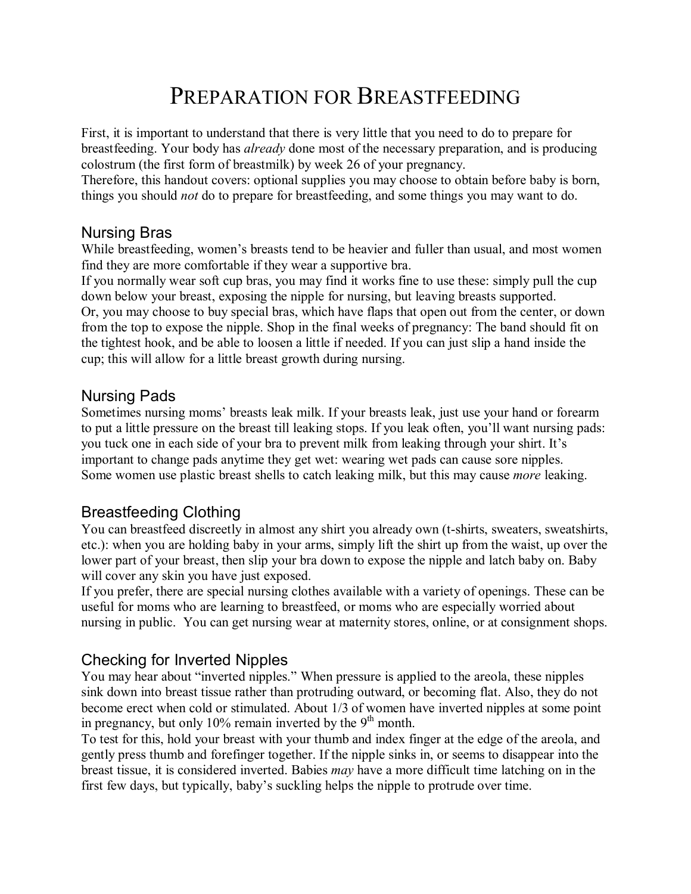# PREPARATION FOR BREASTFEEDING

First, it is important to understand that there is very little that you need to do to prepare for breastfeeding. Your body has *already* done most of the necessary preparation, and is producing colostrum (the first form of breastmilk) by week 26 of your pregnancy.
Therefore, this handout covers: optional supplies you may choose to obtain before baby is born, things you should *not* do to prepare for breastfeeding, and some things you may want to do.

## Nursing Bras

While breastfeeding, women's breasts tend to be heavier and fuller than usual, and most women find they are more comfortable if they wear a supportive bra.
If you normally wear soft cup bras, you may find it works fine to use these: simply pull the cup down below your breast, exposing the nipple for nursing, but leaving breasts supported.
Or, you may choose to buy special bras, which have flaps that open out from the center, or down from the top to expose the nipple. Shop in the final weeks of pregnancy: The band should fit on the tightest hook, and be able to loosen a little if needed. If you can just slip a hand inside the cup; this will allow for a little breast growth during nursing.

## Nursing Pads

Sometimes nursing moms' breasts leak milk. If your breasts leak, just use your hand or forearm to put a little pressure on the breast till leaking stops. If you leak often, you'll want nursing pads: you tuck one in each side of your bra to prevent milk from leaking through your shirt. It's important to change pads anytime they get wet: wearing wet pads can cause sore nipples.
Some women use plastic breast shells to catch leaking milk, but this may cause *more* leaking.

## Breastfeeding Clothing

You can breastfeed discreetly in almost any shirt you already own (t-shirts, sweaters, sweatshirts, etc.): when you are holding baby in your arms, simply lift the shirt up from the waist, up over the lower part of your breast, then slip your bra down to expose the nipple and latch baby on. Baby will cover any skin you have just exposed.
If you prefer, there are special nursing clothes available with a variety of openings. These can be useful for moms who are learning to breastfeed, or moms who are especially worried about nursing in public. You can get nursing wear at maternity stores, online, or at consignment shops.

## Checking for Inverted Nipples

You may hear about "inverted nipples." When pressure is applied to the areola, these nipples sink down into breast tissue rather than protruding outward, or becoming flat. Also, they do not become erect when cold or stimulated. About 1/3 of women have inverted nipples at some point in pregnancy, but only 10% remain inverted by the 9th month.
To test for this, hold your breast with your thumb and index finger at the edge of the areola, and gently press thumb and forefinger together. If the nipple sinks in, or seems to disappear into the breast tissue, it is considered inverted. Babies *may* have a more difficult time latching on in the first few days, but typically, baby's suckling helps the nipple to protrude over time.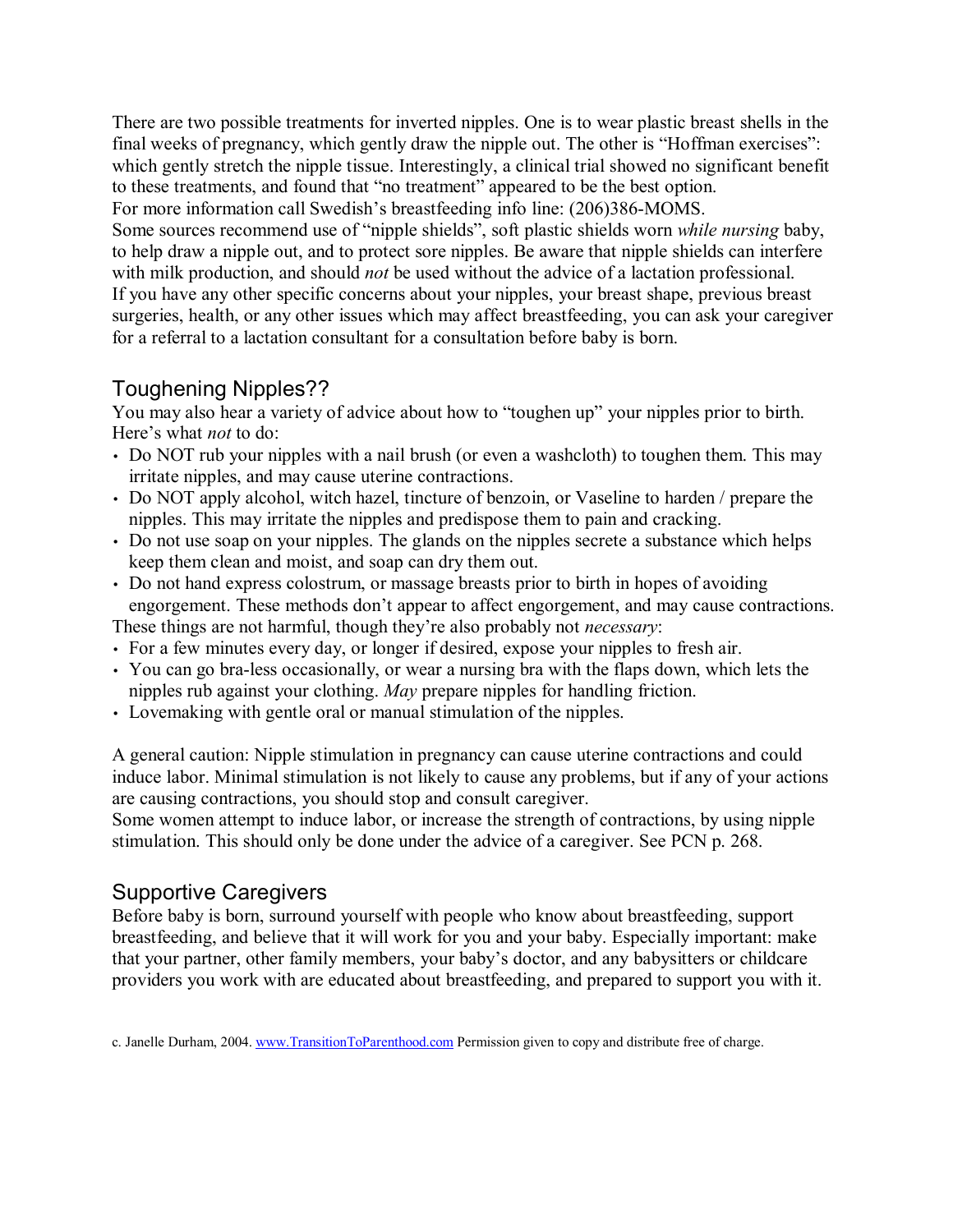There are two possible treatments for inverted nipples. One is to wear plastic breast shells in the final weeks of pregnancy, which gently draw the nipple out. The other is "Hoffman exercises": which gently stretch the nipple tissue. Interestingly, a clinical trial showed no significant benefit to these treatments, and found that "no treatment" appeared to be the best option.
For more information call Swedish's breastfeeding info line: (206)386-MOMS.
Some sources recommend use of "nipple shields", soft plastic shields worn *while nursing* baby, to help draw a nipple out, and to protect sore nipples. Be aware that nipple shields can interfere with milk production, and should *not* be used without the advice of a lactation professional.
If you have any other specific concerns about your nipples, your breast shape, previous breast surgeries, health, or any other issues which may affect breastfeeding, you can ask your caregiver for a referral to a lactation consultant for a consultation before baby is born.

## Toughening Nipples??

You may also hear a variety of advice about how to "toughen up" your nipples prior to birth. Here's what *not* to do:

- Do NOT rub your nipples with a nail brush (or even a washcloth) to toughen them. This may irritate nipples, and may cause uterine contractions.
- Do NOT apply alcohol, witch hazel, tincture of benzoin, or Vaseline to harden / prepare the nipples. This may irritate the nipples and predispose them to pain and cracking.
- Do not use soap on your nipples. The glands on the nipples secrete a substance which helps keep them clean and moist, and soap can dry them out.
- Do not hand express colostrum, or massage breasts prior to birth in hopes of avoiding engorgement. These methods don't appear to affect engorgement, and may cause contractions.

These things are not harmful, though they're also probably not *necessary*:

- For a few minutes every day, or longer if desired, expose your nipples to fresh air.
- You can go bra-less occasionally, or wear a nursing bra with the flaps down, which lets the nipples rub against your clothing. *May* prepare nipples for handling friction.
- Lovemaking with gentle oral or manual stimulation of the nipples.

A general caution: Nipple stimulation in pregnancy can cause uterine contractions and could induce labor. Minimal stimulation is not likely to cause any problems, but if any of your actions are causing contractions, you should stop and consult caregiver.
Some women attempt to induce labor, or increase the strength of contractions, by using nipple stimulation. This should only be done under the advice of a caregiver. See PCN p. 268.

## Supportive Caregivers

Before baby is born, surround yourself with people who know about breastfeeding, support breastfeeding, and believe that it will work for you and your baby. Especially important: make that your partner, other family members, your baby's doctor, and any babysitters or childcare providers you work with are educated about breastfeeding, and prepared to support you with it.

c. Janelle Durham, 2004. www.TransitionToParenthood.com Permission given to copy and distribute free of charge.